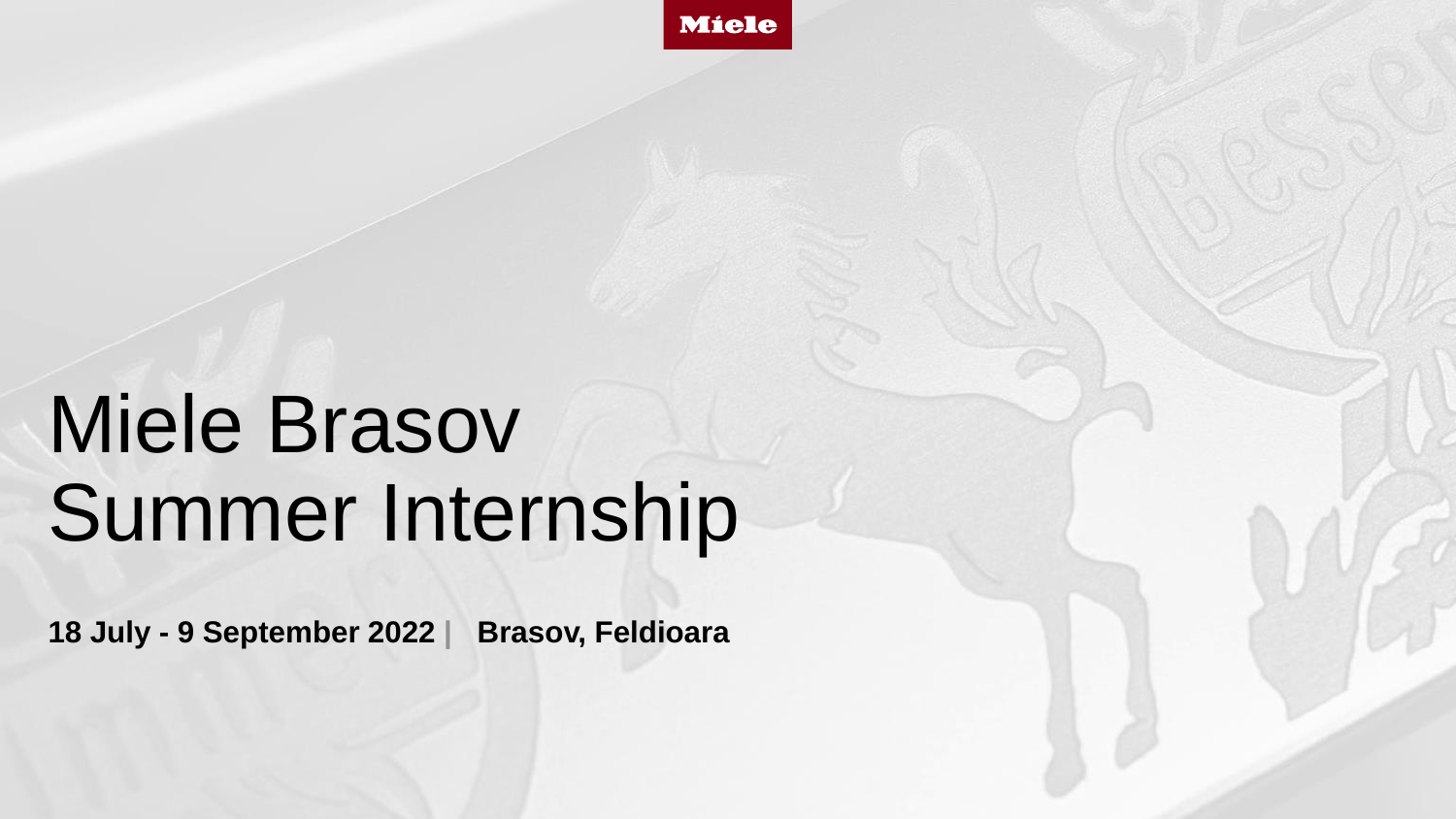Miele

# Miele Brasov Summer Internship

**18 July - 9 September 2022 | Brasov, Feldioara**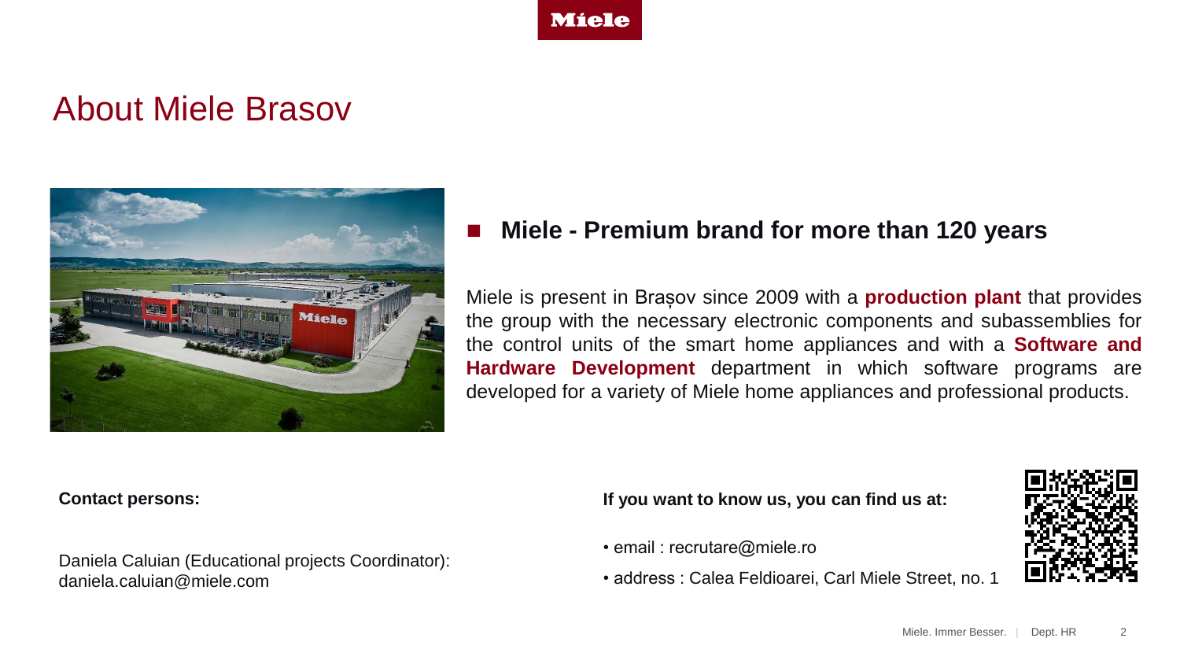# About Miele Brasov

- **Miele - Premium brand for more than 120 years**

Miele is present in Brașov since 2009 with a **production plant** that provides the group with the necessary electronic components and subassemblies for the control units of the smart home appliances and with a **Software and Hardware Development** department in which software programs are developed for a variety of Miele home appliances and professional products.

**Contact persons:**

Daniela Caluian (Educational projects Coordinator):
daniela.caluian@miele.com

**If you want to know us, you can find us at:**

- email : recrutare@miele.ro
- address : Calea Feldioarei, Carl Miele Street, no. 1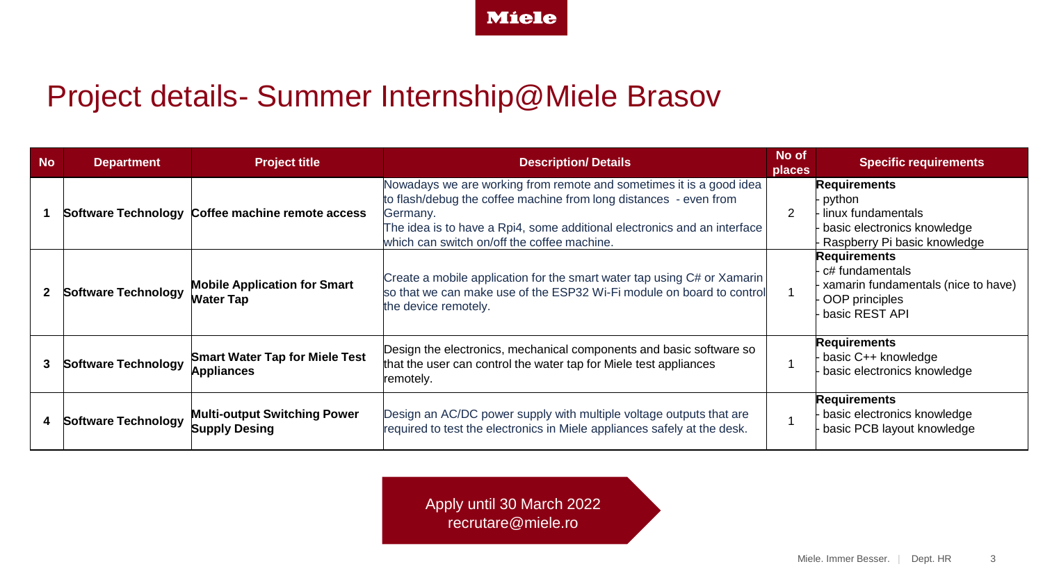Miele

# Project details- Summer Internship@Miele Brasov

| No | Department | Project title | Description/ Details | No of places | Specific requirements |
|---|---|---|---|---|---|
| 1 | Software Technology | Coffee machine remote access | Nowadays we are working from remote and sometimes it is a good idea to flash/debug the coffee machine from long distances - even from Germany. The idea is to have a Rpi4, some additional electronics and an interface which can switch on/off the coffee machine. | 2 | **Requirements** - python - linux fundamentals - basic electronics knowledge - Raspberry Pi basic knowledge |
| 2 | Software Technology | Mobile Application for Smart Water Tap | Create a mobile application for the smart water tap using C# or Xamarin so that we can make use of the ESP32 Wi-Fi module on board to control the device remotely. | 1 | **Requirements** - c# fundamentals - xamarin fundamentals (nice to have) - OOP principles - basic REST API |
| 3 | Software Technology | Smart Water Tap for Miele Test Appliances | Design the electronics, mechanical components and basic software so that the user can control the water tap for Miele test appliances remotely. | 1 | **Requirements** - basic C++ knowledge - basic electronics knowledge |
| 4 | Software Technology | Multi-output Switching Power Supply Desing | Design an AC/DC power supply with multiple voltage outputs that are required to test the electronics in Miele appliances safely at the desk. | 1 | **Requirements** - basic electronics knowledge - basic PCB layout knowledge |

Apply until 30 March 2022
recrutare@miele.ro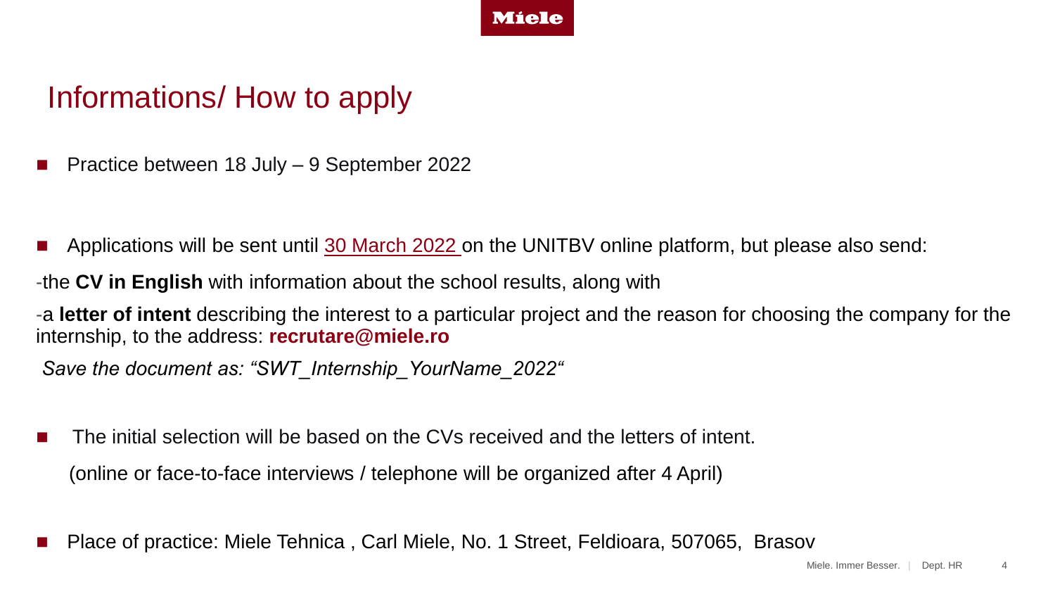# Informations/ How to apply

- Practice between 18 July – 9 September 2022

- Applications will be sent until 30 March 2022 on the UNITBV online platform, but please also send:

-the **CV in English** with information about the school results, along with

-a **letter of intent** describing the interest to a particular project and the reason for choosing the company for the internship, to the address: **recrutare@miele.ro**

*Save the document as: "SWT_Internship_YourName_2022"*

- The initial selection will be based on the CVs received and the letters of intent.

  (online or face-to-face interviews / telephone will be organized after 4 April)

- Place of practice: Miele Tehnica , Carl Miele, No. 1 Street, Feldioara, 507065, Brasov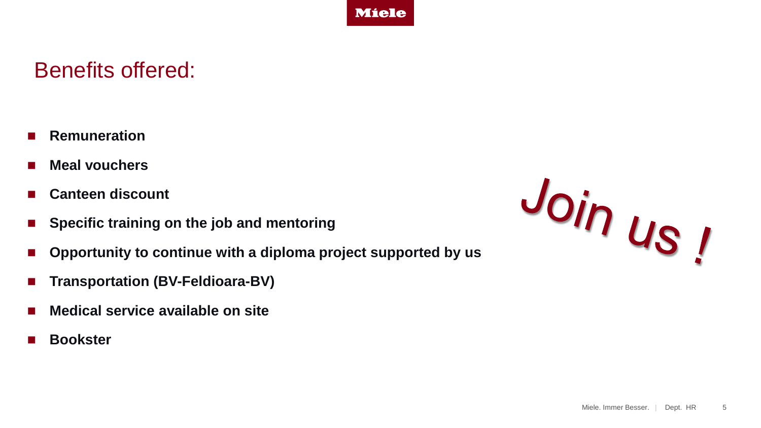# Benefits offered:

- **Remuneration**
- **Meal vouchers**
- **Canteen discount**
- **Specific training on the job and mentoring**
- **Opportunity to continue with a diploma project supported by us**
- **Transportation (BV-Feldioara-BV)**
- **Medical service available on site**
- **Bookster**

*Join us !*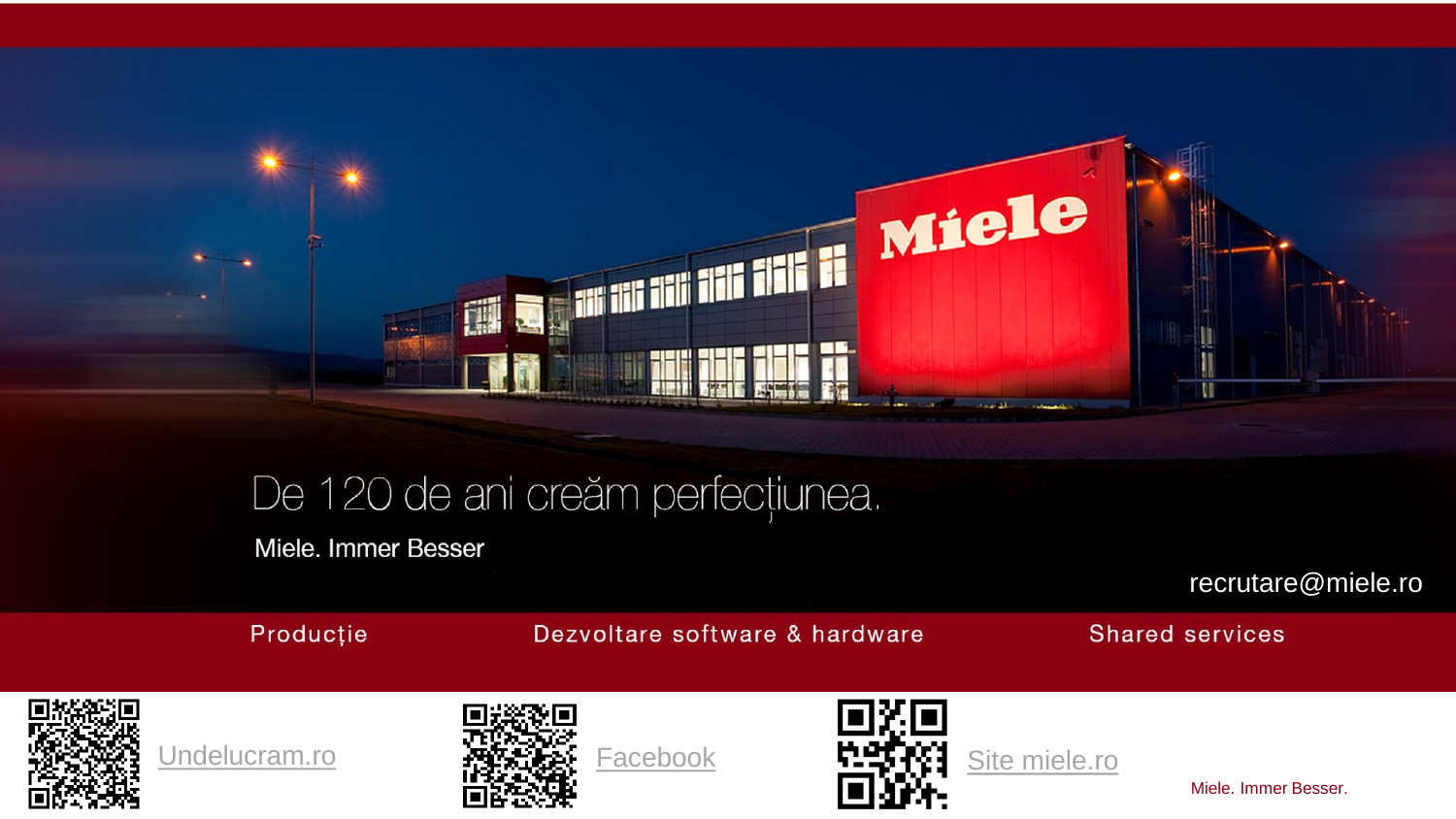De 120 de ani creăm perfecțiunea.

Miele. Immer Besser

recrutare@miele.ro

Producție | Dezvoltare software & hardware | Shared services

Undelucram.ro

Facebook

Site miele.ro

Miele. Immer Besser.